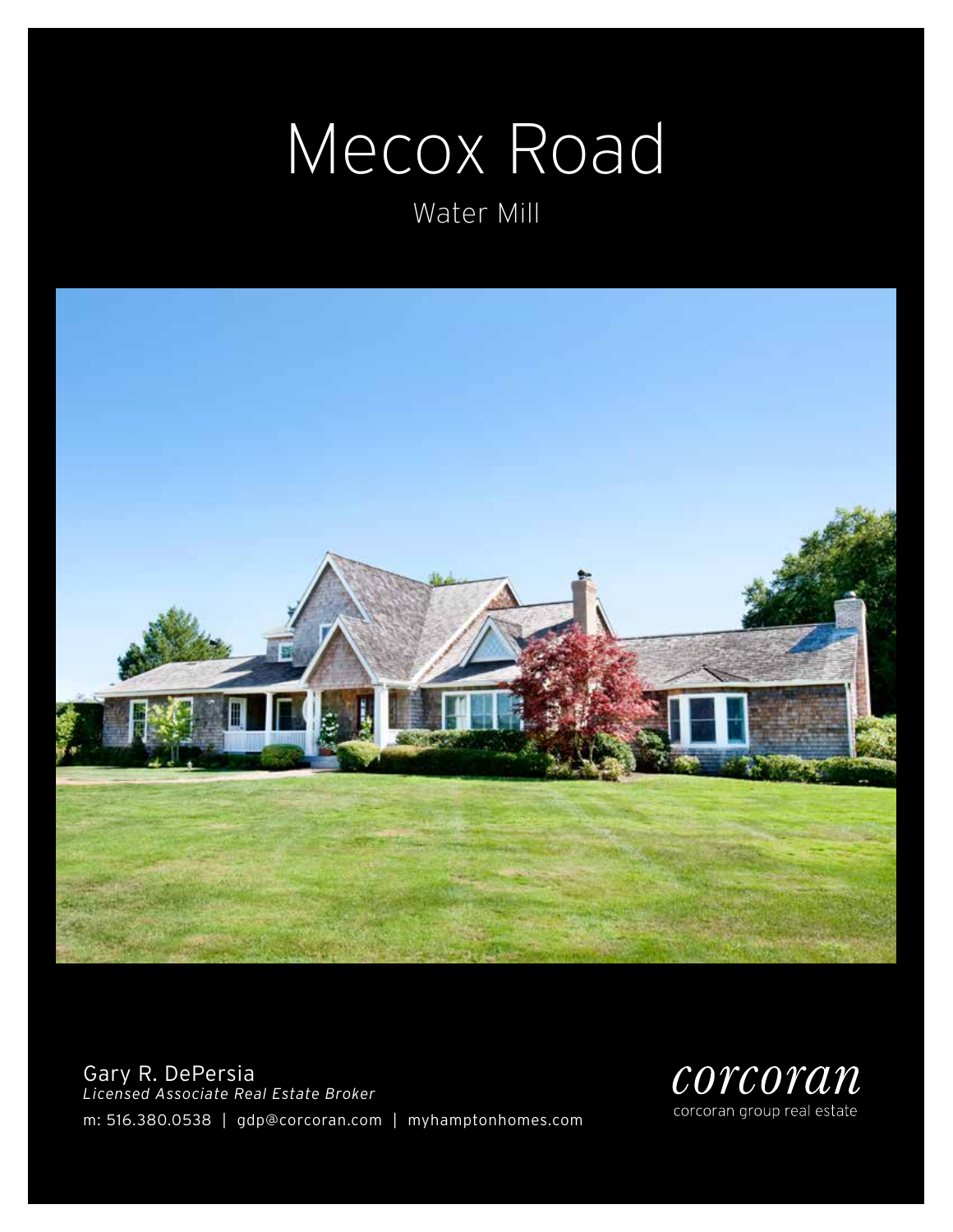# Mecox Road

Water Mill

Gary R. DePersia
*Licensed Associate Real Estate Broker*
m: 516.380.0538 | gdp@corcoran.com | myhamptonhomes.com

corcoran
corcoran group real estate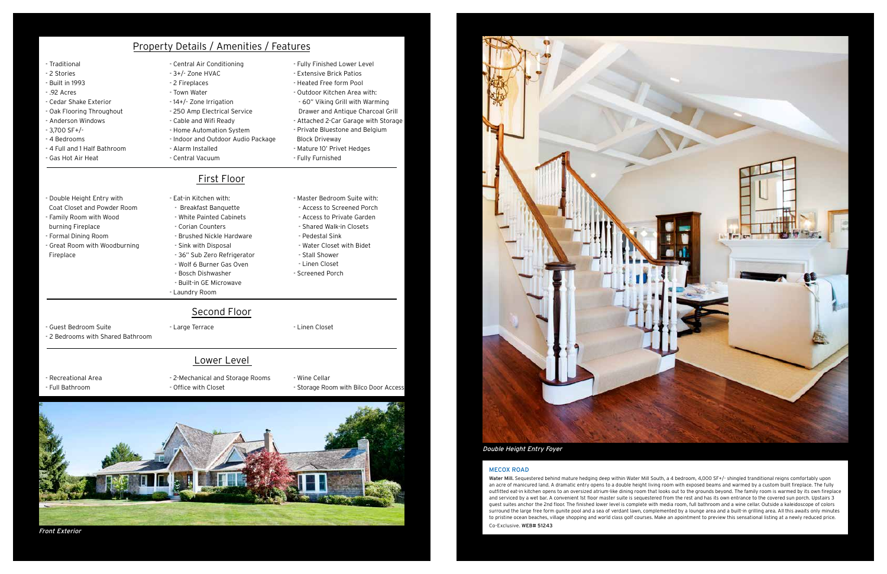## Property Details / Amenities / Features

- Traditional
- 2 Stories
- Built in 1993
- .92 Acres
- Cedar Shake Exterior
- Oak Flooring Throughout
- Anderson Windows
- 3,700 SF+/-
- 4 Bedrooms
- 4 Full and 1 Half Bathroom
- Gas Hot Air Heat
- Central Air Conditioning
- 3+/- Zone HVAC
- 2 Fireplaces
- Town Water
- 14+/- Zone Irrigation
- 250 Amp Electrical Service
- Cable and Wifi Ready
- Home Automation System
- Indoor and Outdoor Audio Package
- Alarm Installed
- Central Vacuum
- Fully Finished Lower Level
- Extensive Brick Patios
- Heated Free form Pool
- Outdoor Kitchen Area with:
  - 60" Viking Grill with Warming Drawer and Antique Charcoal Grill
- Attached 2-Car Garage with Storage
- Private Bluestone and Belgium Block Driveway
- Mature 10' Privet Hedges
- Fully Furnished

## First Floor

- Double Height Entry with Coat Closet and Powder Room
- Family Room with Wood burning Fireplace
- Formal Dining Room
- Great Room with Woodburning Fireplace
- Eat-in Kitchen with:
  - Breakfast Banquette
  - White Painted Cabinets
  - Corian Counters
  - Brushed Nickle Hardware
  - Sink with Disposal
  - 36" Sub Zero Refrigerator
  - Wolf 6 Burner Gas Oven
  - Bosch Dishwasher
  - Built-in GE Microwave
- Laundry Room
- Master Bedroom Suite with:
  - Access to Screened Porch
  - Access to Private Garden
  - Shared Walk-in Closets
  - Pedestal Sink
  - Water Closet with Bidet
  - Stall Shower
  - Linen Closet
- Screened Porch

## Second Floor

- Guest Bedroom Suite
- 2 Bedrooms with Shared Bathroom
- Large Terrace
- Linen Closet

## Lower Level

- Recreational Area
- Full Bathroom
- 2-Mechanical and Storage Rooms
- Office with Closet
- Wine Cellar
- Storage Room with Bilco Door Access

*Front Exterior*

*Double Height Entry Foyer*

### MECOX ROAD

**Water Mill.** Sequestered behind mature hedging deep within Water Mill South, a 4 bedroom, 4,000 SF+/- shingled traditional reigns comfortably upon an acre of manicured land. A dramatic entry opens to a double height living room with exposed beams and warmed by a custom built fireplace. The fully outfitted eat-in kitchen opens to an oversized atrium-like dining room that looks out to the grounds beyond. The family room is warmed by its own fireplace and serviced by a wet bar. A convenient 1st floor master suite is sequestered from the rest and has its own entrance to the covered sun porch. Upstairs 3 guest suites anchor the 2nd floor. The finished lower level is complete with media room, full bathroom and a wine cellar. Outside a kaleidoscope of colors surround the large free form gunite pool and a sea of verdant lawn, complemented by a lounge area and a built-in grilling area. All this awaits only minutes to pristine ocean beaches, village shopping and world class golf courses. Make an appointment to preview this sensational listing at a newly reduced price.

Co-Exclusive. **WEB# 51243**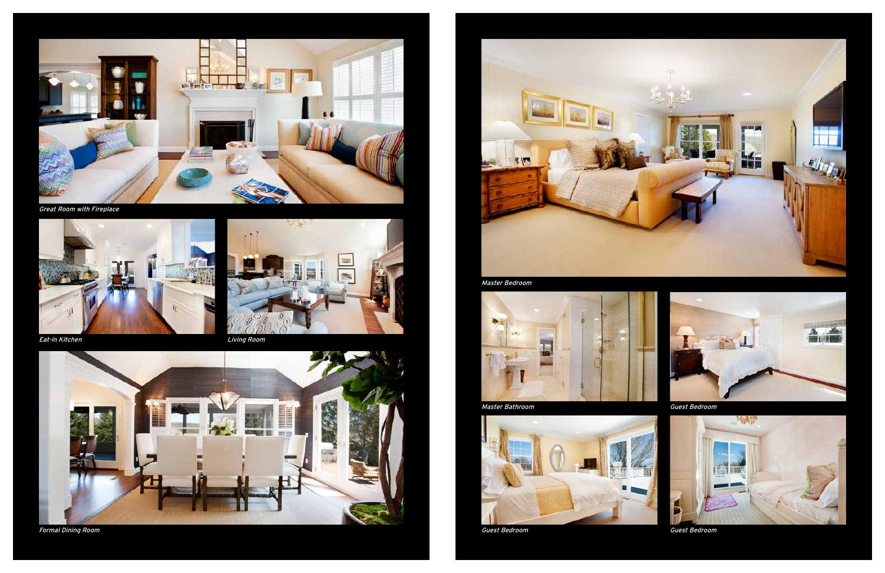*Great Room with Fireplace*

*Eat-in Kitchen*

*Living Room*

*Formal Dining Room*

*Master Bedroom*

*Master Bathroom*

*Guest Bedroom*

*Guest Bedroom*

*Guest Bedroom*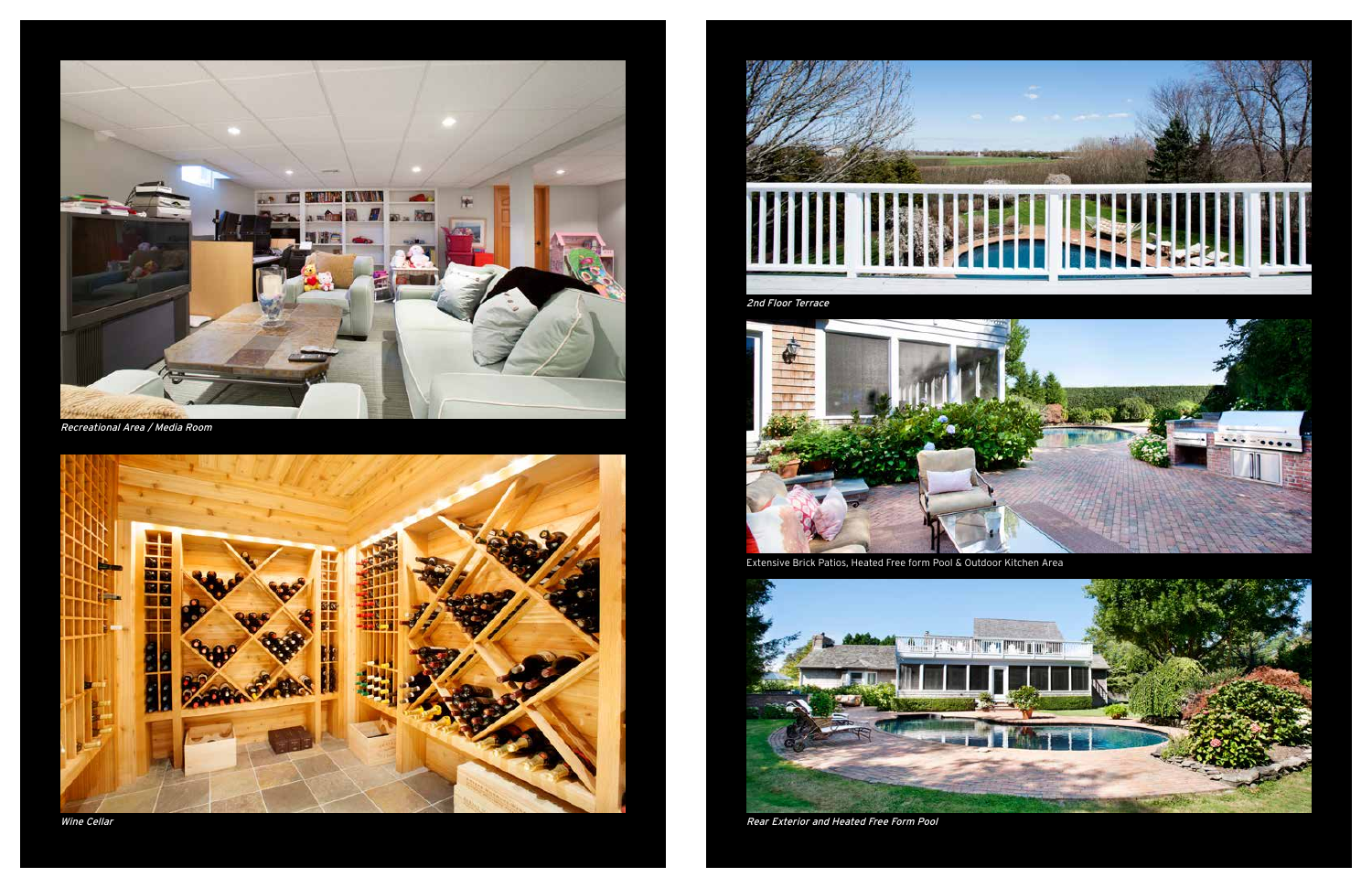*Recreational Area / Media Room*

*Wine Cellar*

*2nd Floor Terrace*

Extensive Brick Patios, Heated Free form Pool & Outdoor Kitchen Area

*Rear Exterior and Heated Free Form Pool*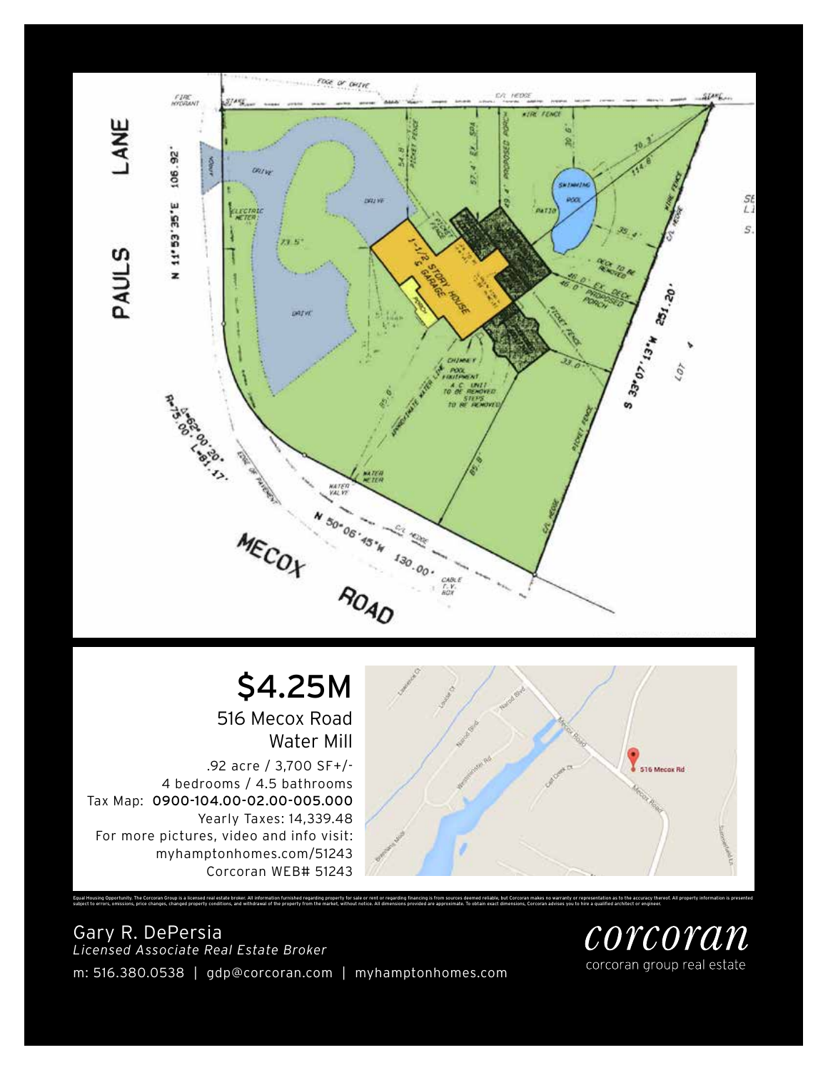## $4.25M

516 Mecox Road
Water Mill

.92 acre / 3,700 SF+/-
4 bedrooms / 4.5 bathrooms
Tax Map: **0900-104.00-02.00-005.000**
Yearly Taxes: 14,339.48
For more pictures, video and info visit:
myhamptonhomes.com/51243
Corcoran WEB# 51243

Equal Housing Opportunity. The Corcoran Group is a licensed real estate broker. All information furnished regarding property for sale or rent or regarding financing is from sources deemed reliable, but Corcoran makes no warranty or representation as to the accuracy thereof. All property information is presented subject to errors, omissions, price changes, changed property conditions, and withdrawal of the property from the market, without notice. All dimensions provided are approximate. To obtain exact dimensions, Corcoran advises you to hire a qualified architect or engineer.

Gary R. DePersia
*Licensed Associate Real Estate Broker*
m: 516.380.0538 | gdp@corcoran.com | myhamptonhomes.com

corcoran
corcoran group real estate